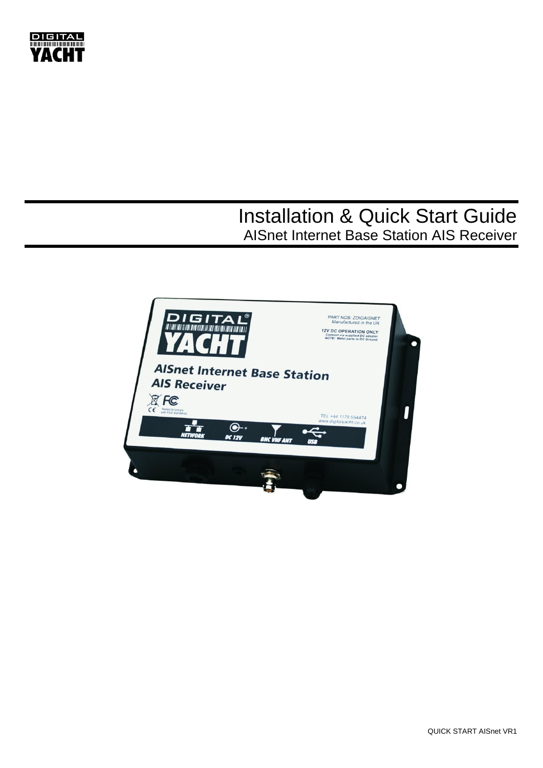# Installation & Quick Start Guide

## AISnet Internet Base Station AIS Receiver

QUICK START AISnet VR1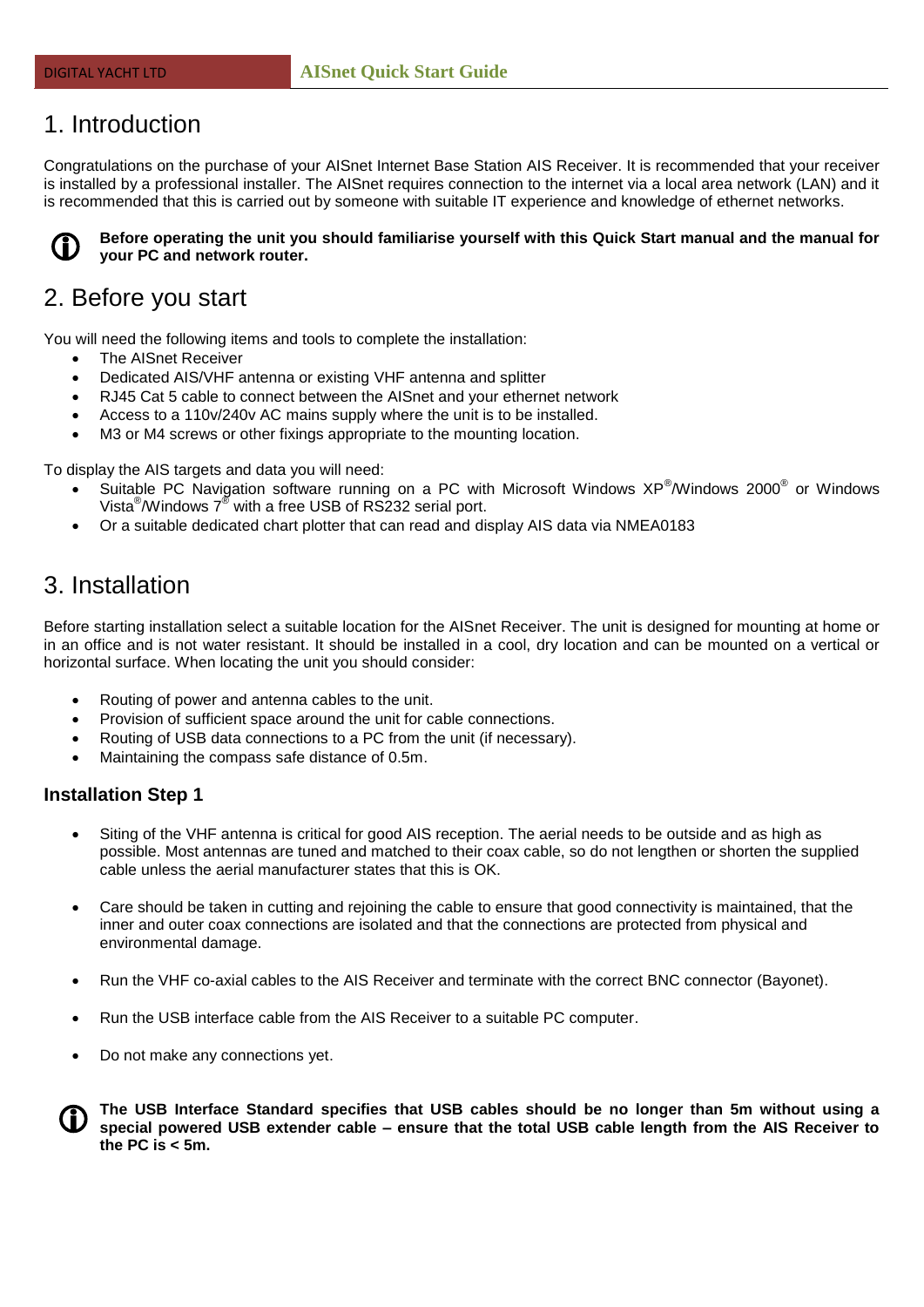# 1. Introduction

Congratulations on the purchase of your AISnet Internet Base Station AIS Receiver. It is recommended that your receiver is installed by a professional installer. The AISnet requires connection to the internet via a local area network (LAN) and it is recommended that this is carried out by someone with suitable IT experience and knowledge of ethernet networks.

**Before operating the unit you should familiarise yourself with this Quick Start manual and the manual for your PC and network router.**

# 2. Before you start

You will need the following items and tools to complete the installation:

- The AISnet Receiver
- Dedicated AIS/VHF antenna or existing VHF antenna and splitter
- RJ45 Cat 5 cable to connect between the AISnet and your ethernet network
- Access to a 110v/240v AC mains supply where the unit is to be installed.
- M3 or M4 screws or other fixings appropriate to the mounting location.

To display the AIS targets and data you will need:

- Suitable PC Navigation software running on a PC with Microsoft Windows XP®/Windows 2000® or Windows Vista®/Windows 7® with a free USB of RS232 serial port.
- Or a suitable dedicated chart plotter that can read and display AIS data via NMEA0183

# 3. Installation

Before starting installation select a suitable location for the AISnet Receiver. The unit is designed for mounting at home or in an office and is not water resistant. It should be installed in a cool, dry location and can be mounted on a vertical or horizontal surface. When locating the unit you should consider:

- Routing of power and antenna cables to the unit.
- Provision of sufficient space around the unit for cable connections.
- Routing of USB data connections to a PC from the unit (if necessary).
- Maintaining the compass safe distance of 0.5m.

### Installation Step 1

- Siting of the VHF antenna is critical for good AIS reception. The aerial needs to be outside and as high as possible. Most antennas are tuned and matched to their coax cable, so do not lengthen or shorten the supplied cable unless the aerial manufacturer states that this is OK.

- Care should be taken in cutting and rejoining the cable to ensure that good connectivity is maintained, that the inner and outer coax connections are isolated and that the connections are protected from physical and environmental damage.

- Run the VHF co-axial cables to the AIS Receiver and terminate with the correct BNC connector (Bayonet).

- Run the USB interface cable from the AIS Receiver to a suitable PC computer.

- Do not make any connections yet.

**The USB Interface Standard specifies that USB cables should be no longer than 5m without using a special powered USB extender cable – ensure that the total USB cable length from the AIS Receiver to the PC is < 5m.**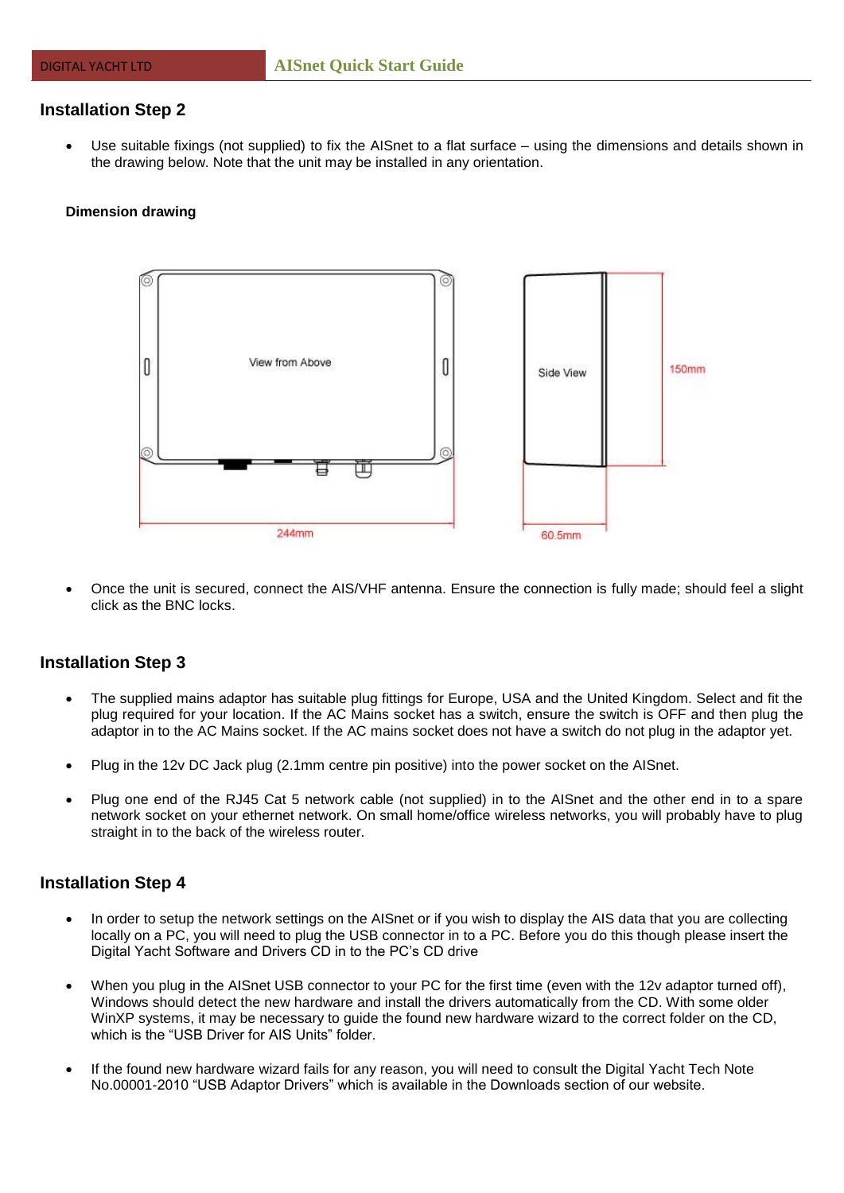## Installation Step 2

- Use suitable fixings (not supplied) to fix the AISnet to a flat surface – using the dimensions and details shown in the drawing below. Note that the unit may be installed in any orientation.

**Dimension drawing**

View from Above

244mm

Side View

150mm

60.5mm

- Once the unit is secured, connect the AIS/VHF antenna. Ensure the connection is fully made; should feel a slight click as the BNC locks.

## Installation Step 3

- The supplied mains adaptor has suitable plug fittings for Europe, USA and the United Kingdom. Select and fit the plug required for your location. If the AC Mains socket has a switch, ensure the switch is OFF and then plug the adaptor in to the AC Mains socket. If the AC mains socket does not have a switch do not plug in the adaptor yet.

- Plug in the 12v DC Jack plug (2.1mm centre pin positive) into the power socket on the AISnet.

- Plug one end of the RJ45 Cat 5 network cable (not supplied) in to the AISnet and the other end in to a spare network socket on your ethernet network. On small home/office wireless networks, you will probably have to plug straight in to the back of the wireless router.

## Installation Step 4

- In order to setup the network settings on the AISnet or if you wish to display the AIS data that you are collecting locally on a PC, you will need to plug the USB connector in to a PC. Before you do this though please insert the Digital Yacht Software and Drivers CD in to the PC's CD drive

- When you plug in the AISnet USB connector to your PC for the first time (even with the 12v adaptor turned off), Windows should detect the new hardware and install the drivers automatically from the CD. With some older WinXP systems, it may be necessary to guide the found new hardware wizard to the correct folder on the CD, which is the "USB Driver for AIS Units" folder.

- If the found new hardware wizard fails for any reason, you will need to consult the Digital Yacht Tech Note No.00001-2010 "USB Adaptor Drivers" which is available in the Downloads section of our website.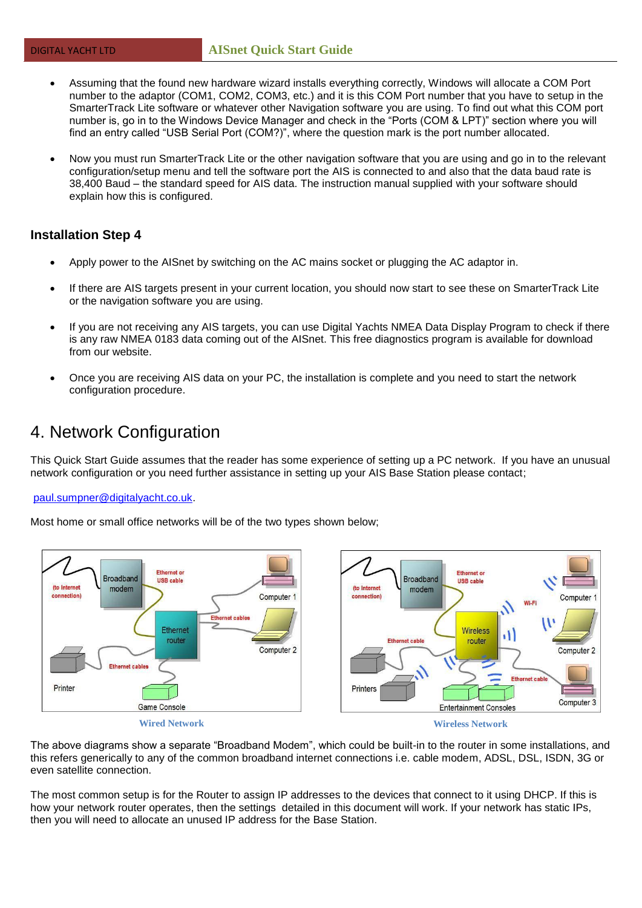- Assuming that the found new hardware wizard installs everything correctly, Windows will allocate a COM Port number to the adaptor (COM1, COM2, COM3, etc.) and it is this COM Port number that you have to setup in the SmarterTrack Lite software or whatever other Navigation software you are using. To find out what this COM port number is, go in to the Windows Device Manager and check in the "Ports (COM & LPT)" section where you will find an entry called "USB Serial Port (COM?)", where the question mark is the port number allocated.

- Now you must run SmarterTrack Lite or the other navigation software that you are using and go in to the relevant configuration/setup menu and tell the software port the AIS is connected to and also that the data baud rate is 38,400 Baud – the standard speed for AIS data. The instruction manual supplied with your software should explain how this is configured.

### Installation Step 4

- Apply power to the AISnet by switching on the AC mains socket or plugging the AC adaptor in.

- If there are AIS targets present in your current location, you should now start to see these on SmarterTrack Lite or the navigation software you are using.

- If you are not receiving any AIS targets, you can use Digital Yachts NMEA Data Display Program to check if there is any raw NMEA 0183 data coming out of the AISnet. This free diagnostics program is available for download from our website.

- Once you are receiving AIS data on your PC, the installation is complete and you need to start the network configuration procedure.

## 4. Network Configuration

This Quick Start Guide assumes that the reader has some experience of setting up a PC network. If you have an unusual network configuration or you need further assistance in setting up your AIS Base Station please contact;

paul.sumpner@digitalyacht.co.uk.

Most home or small office networks will be of the two types shown below;

Wired Network

Wireless Network

The above diagrams show a separate "Broadband Modem", which could be built-in to the router in some installations, and this refers generically to any of the common broadband internet connections i.e. cable modem, ADSL, DSL, ISDN, 3G or even satellite connection.

The most common setup is for the Router to assign IP addresses to the devices that connect to it using DHCP. If this is how your network router operates, then the settings detailed in this document will work. If your network has static IPs, then you will need to allocate an unused IP address for the Base Station.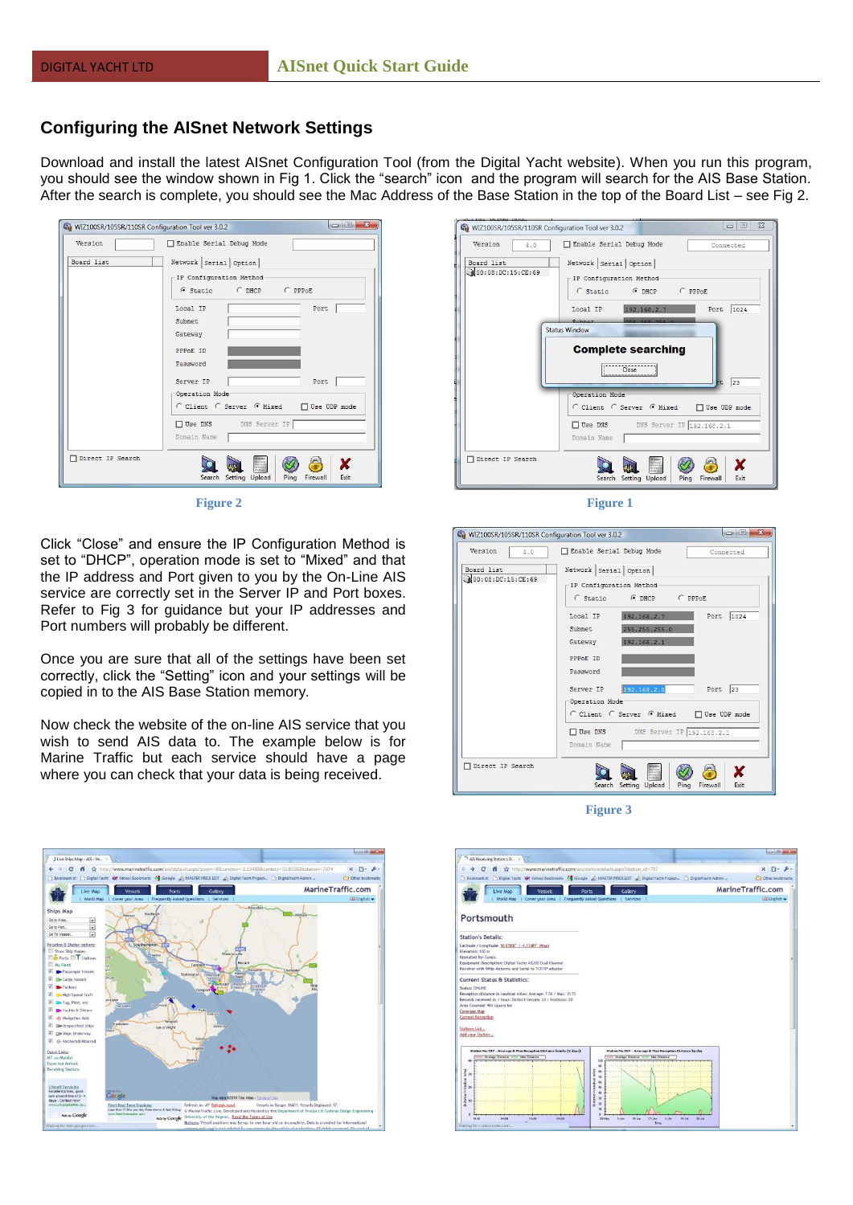## Configuring the AISnet Network Settings

Download and install the latest AISnet Configuration Tool (from the Digital Yacht website). When you run this program, you should see the window shown in Fig 1. Click the "search" icon and the program will search for the AIS Base Station. After the search is complete, you should see the Mac Address of the Base Station in the top of the Board List – see Fig 2.

Figure 2

Figure 1

Click "Close" and ensure the IP Configuration Method is set to "DHCP", operation mode is set to "Mixed" and that the IP address and Port given to you by the On-Line AIS service are correctly set in the Server IP and Port boxes. Refer to Fig 3 for guidance but your IP addresses and Port numbers will probably be different.

Once you are sure that all of the settings have been set correctly, click the "Setting" icon and your settings will be copied in to the AIS Base Station memory.

Now check the website of the on-line AIS service that you wish to send AIS data to. The example below is for Marine Traffic but each service should have a page where you can check that your data is being received.

Figure 3